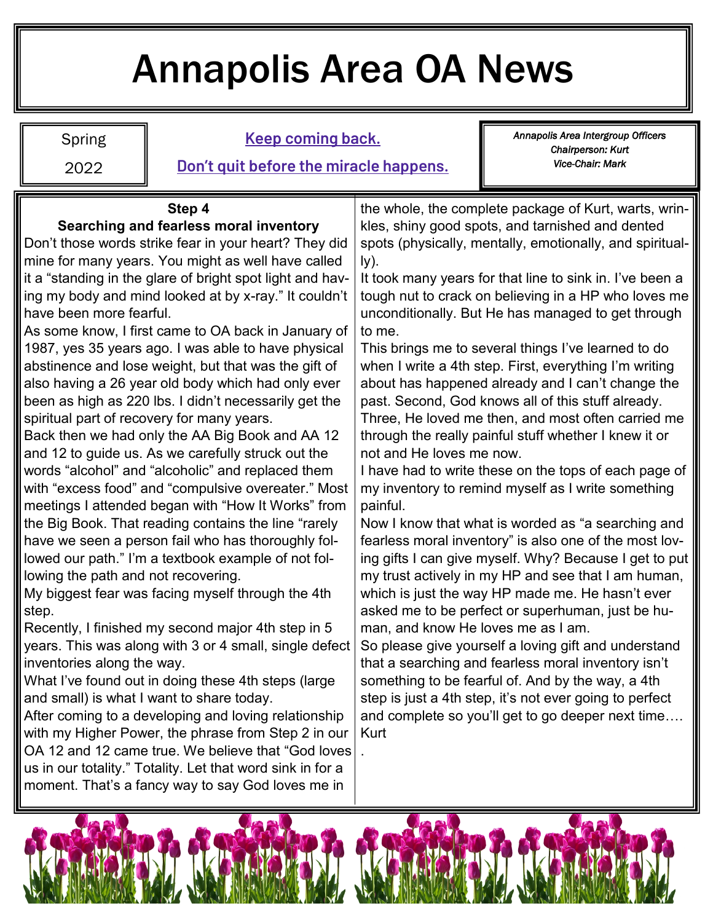# Annapolis Area OA News

Spring

2022

**Keep coming back.**

**Don't quit before the miracle happens.**

*Annapolis Area Intergroup Officers*
*Chairperson: Kurt*
*Vice-Chair: Mark*

### Step 4
### Searching and fearless moral inventory

Don't those words strike fear in your heart? They did mine for many years. You might as well have called it a "standing in the glare of bright spot light and having my body and mind looked at by x-ray." It couldn't have been more fearful.

As some know, I first came to OA back in January of 1987, yes 35 years ago. I was able to have physical abstinence and lose weight, but that was the gift of also having a 26 year old body which had only ever been as high as 220 lbs. I didn't necessarily get the spiritual part of recovery for many years.

Back then we had only the AA Big Book and AA 12 and 12 to guide us. As we carefully struck out the words "alcohol" and "alcoholic" and replaced them with "excess food" and "compulsive overeater." Most meetings I attended began with "How It Works" from the Big Book. That reading contains the line "rarely have we seen a person fail who has thoroughly followed our path." I'm a textbook example of not following the path and not recovering.

My biggest fear was facing myself through the 4th step.

Recently, I finished my second major 4th step in 5 years. This was along with 3 or 4 small, single defect inventories along the way.

What I've found out in doing these 4th steps (large and small) is what I want to share today.

After coming to a developing and loving relationship with my Higher Power, the phrase from Step 2 in our OA 12 and 12 came true. We believe that "God loves us in our totality." Totality. Let that word sink in for a moment. That's a fancy way to say God loves me in the whole, the complete package of Kurt, warts, wrinkles, shiny good spots, and tarnished and dented spots (physically, mentally, emotionally, and spiritually).

It took many years for that line to sink in. I've been a tough nut to crack on believing in a HP who loves me unconditionally. But He has managed to get through to me.

This brings me to several things I've learned to do when I write a 4th step. First, everything I'm writing about has happened already and I can't change the past. Second, God knows all of this stuff already. Three, He loved me then, and most often carried me through the really painful stuff whether I knew it or not and He loves me now.

I have had to write these on the tops of each page of my inventory to remind myself as I write something painful.

Now I know that what is worded as "a searching and fearless moral inventory" is also one of the most loving gifts I can give myself. Why? Because I get to put my trust actively in my HP and see that I am human, which is just the way HP made me. He hasn't ever asked me to be perfect or superhuman, just be human, and know He loves me as I am.

So please give yourself a loving gift and understand that a searching and fearless moral inventory isn't something to be fearful of. And by the way, a 4th step is just a 4th step, it's not ever going to perfect and complete so you'll get to go deeper next time…. Kurt

.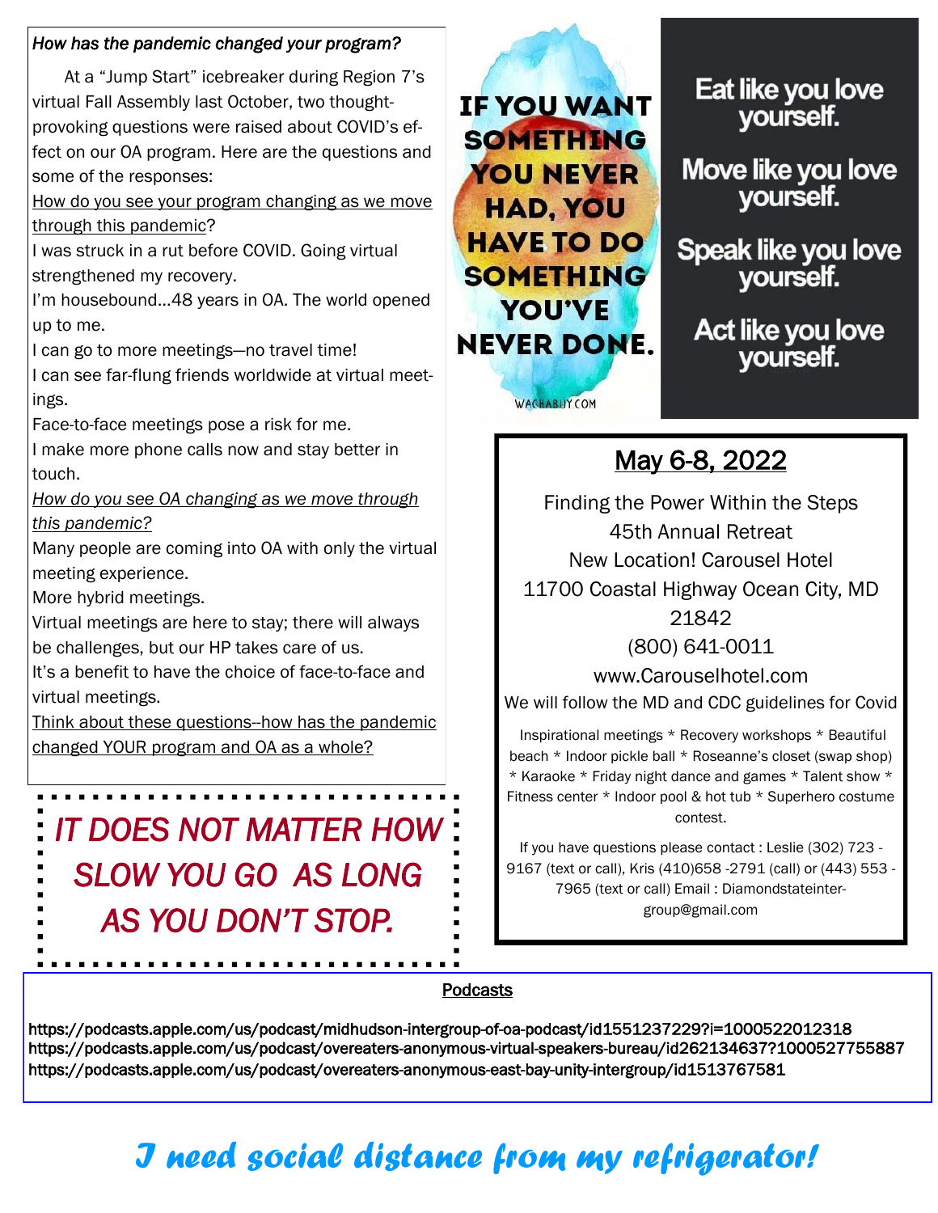*How has the pandemic changed your program?*

At a "Jump Start" icebreaker during Region 7's virtual Fall Assembly last October, two thought-provoking questions were raised about COVID's effect on our OA program. Here are the questions and some of the responses:

<u>How do you see your program changing as we move through this pandemic</u>?

I was struck in a rut before COVID. Going virtual strengthened my recovery.

I'm housebound…48 years in OA. The world opened up to me.

I can go to more meetings—no travel time!

I can see far-flung friends worldwide at virtual meetings.

Face-to-face meetings pose a risk for me.

I make more phone calls now and stay better in touch.

*<u>How do you see OA changing as we move through this pandemic?</u>*

Many people are coming into OA with only the virtual meeting experience.

More hybrid meetings.

Virtual meetings are here to stay; there will always be challenges, but our HP takes care of us.

It's a benefit to have the choice of face-to-face and virtual meetings.

<u>Think about these questions--how has the pandemic changed YOUR program and OA as a whole?</u>

*IT DOES NOT MATTER HOW SLOW YOU GO AS LONG AS YOU DON'T STOP.*

**IF YOU WANT SOMETHING YOU NEVER HAD, YOU HAVE TO DO SOMETHING YOU'VE NEVER DONE.**

WACHABUY.COM

**Eat like you love yourself.**

**Move like you love yourself.**

**Speak like you love yourself.**

**Act like you love yourself.**

## <u>May 6-8, 2022</u>

Finding the Power Within the Steps
45th Annual Retreat
New Location! Carousel Hotel
11700 Coastal Highway Ocean City, MD 21842
(800) 641-0011
www.Carouselhotel.com

We will follow the MD and CDC guidelines for Covid

Inspirational meetings * Recovery workshops * Beautiful beach * Indoor pickle ball * Roseanne's closet (swap shop) * Karaoke * Friday night dance and games * Talent show * Fitness center * Indoor pool & hot tub * Superhero costume contest.

If you have questions please contact : Leslie (302) 723 -9167 (text or call), Kris (410)658 -2791 (call) or (443) 553 -7965 (text or call) Email : Diamondstateintergroup@gmail.com

**<u>Podcasts</u>**

**https://podcasts.apple.com/us/podcast/midhudson-intergroup-of-oa-podcast/id1551237229?i=1000522012318**
**https://podcasts.apple.com/us/podcast/overeaters-anonymous-virtual-speakers-bureau/id262134637?1000527755887**
**https://podcasts.apple.com/us/podcast/overeaters-anonymous-east-bay-unity-intergroup/id1513767581**

***I need social distance from my refrigerator!***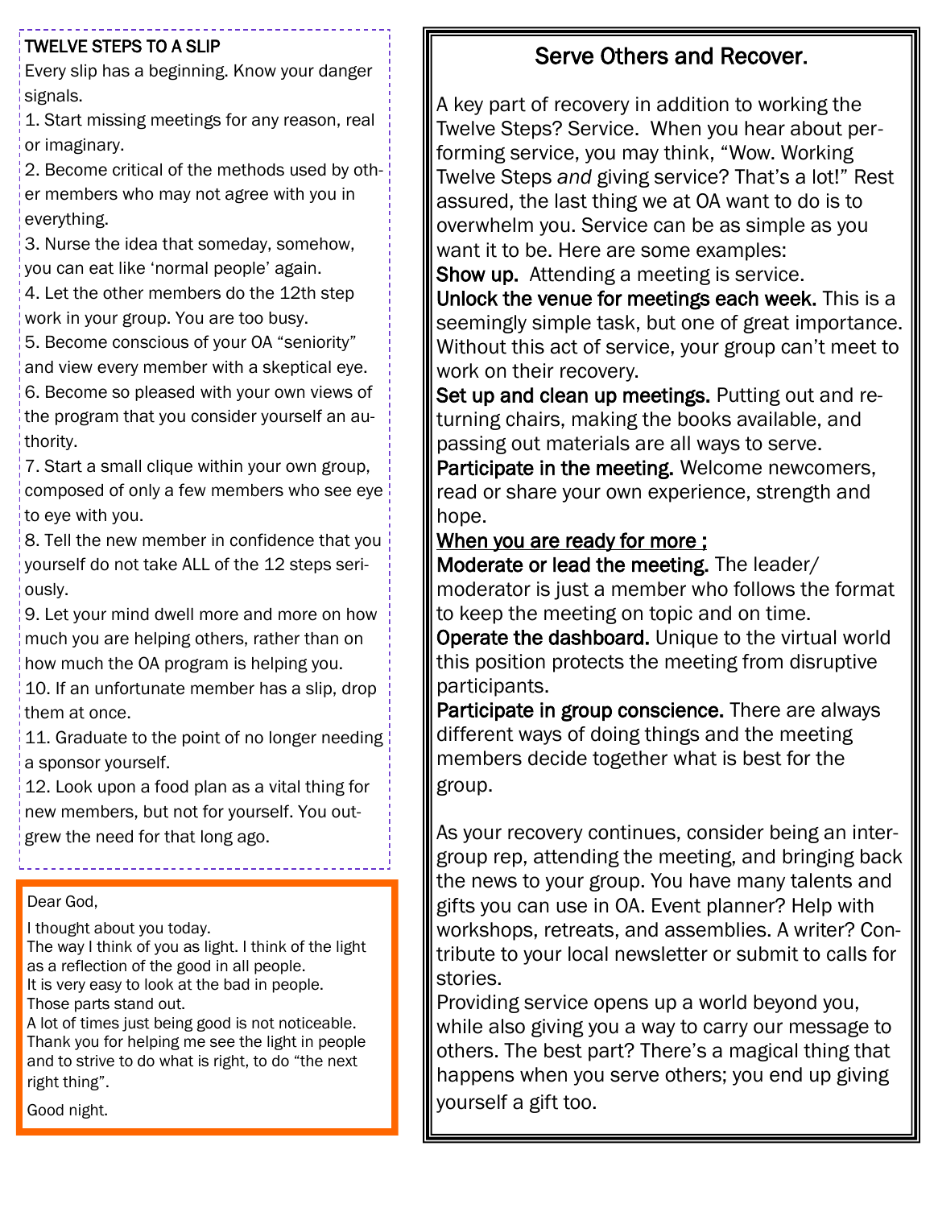## TWELVE STEPS TO A SLIP

Every slip has a beginning. Know your danger signals.

1. Start missing meetings for any reason, real or imaginary.
2. Become critical of the methods used by other members who may not agree with you in everything.
3. Nurse the idea that someday, somehow, you can eat like 'normal people' again.
4. Let the other members do the 12th step work in your group. You are too busy.
5. Become conscious of your OA "seniority" and view every member with a skeptical eye.
6. Become so pleased with your own views of the program that you consider yourself an authority.
7. Start a small clique within your own group, composed of only a few members who see eye to eye with you.
8. Tell the new member in confidence that you yourself do not take ALL of the 12 steps seriously.
9. Let your mind dwell more and more on how much you are helping others, rather than on how much the OA program is helping you.
10. If an unfortunate member has a slip, drop them at once.
11. Graduate to the point of no longer needing a sponsor yourself.
12. Look upon a food plan as a vital thing for new members, but not for yourself. You outgrew the need for that long ago.

---

Dear God,

I thought about you today.
The way I think of you as light. I think of the light as a reflection of the good in all people.
It is very easy to look at the bad in people.
Those parts stand out.
A lot of times just being good is not noticeable.
Thank you for helping me see the light in people and to strive to do what is right, to do "the next right thing".

Good night.

---

## Serve Others and Recover.

A key part of recovery in addition to working the Twelve Steps? Service. When you hear about performing service, you may think, "Wow. Working Twelve Steps *and* giving service? That's a lot!" Rest assured, the last thing we at OA want to do is to overwhelm you. Service can be as simple as you want it to be. Here are some examples:

**Show up.** Attending a meeting is service.

**Unlock the venue for meetings each week.** This is a seemingly simple task, but one of great importance. Without this act of service, your group can't meet to work on their recovery.

**Set up and clean up meetings.** Putting out and returning chairs, making the books available, and passing out materials are all ways to serve.

**Participate in the meeting.** Welcome newcomers, read or share your own experience, strength and hope.

<u>When you are ready for more ;</u>

**Moderate or lead the meeting.** The leader/ moderator is just a member who follows the format to keep the meeting on topic and on time.

**Operate the dashboard.** Unique to the virtual world this position protects the meeting from disruptive participants.

**Participate in group conscience.** There are always different ways of doing things and the meeting members decide together what is best for the group.

As your recovery continues, consider being an intergroup rep, attending the meeting, and bringing back the news to your group. You have many talents and gifts you can use in OA. Event planner? Help with workshops, retreats, and assemblies. A writer? Contribute to your local newsletter or submit to calls for stories.

Providing service opens up a world beyond you, while also giving you a way to carry our message to others. The best part? There's a magical thing that happens when you serve others; you end up giving yourself a gift too.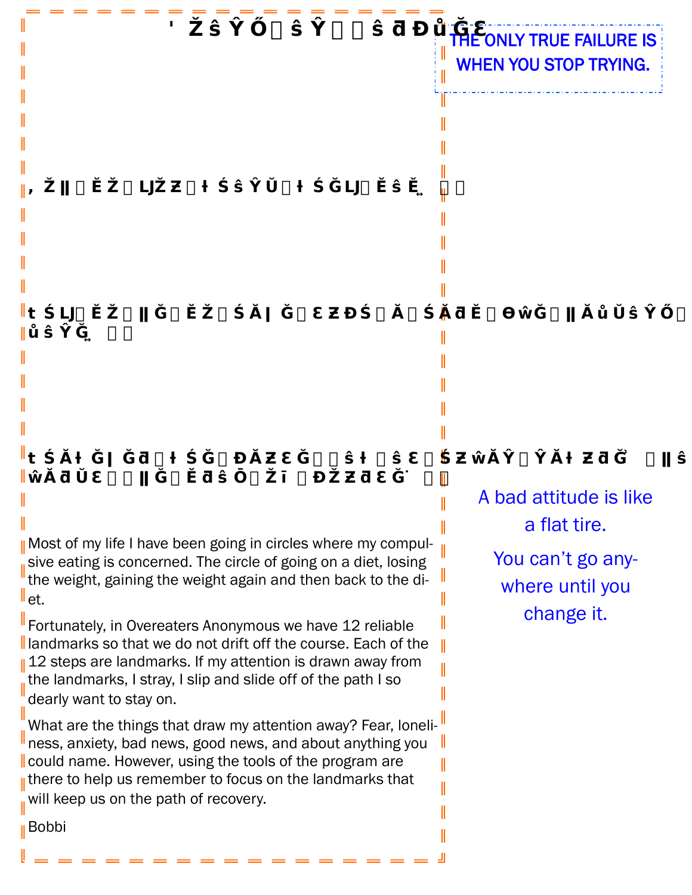# Going in Circles

**How do you think they did?**

**Why do we do have such a hard time walking line?**

**Whatever the cause it is human nature wi marks we drift off course.**

Most of my life I have been going in circles where my compulsive eating is concerned. The circle of going on a diet, losing the weight, gaining the weight again and then back to the diet.

Fortunately, in Overeaters Anonymous we have 12 reliable landmarks so that we do not drift off the course. Each of the 12 steps are landmarks. If my attention is drawn away from the landmarks, I stray, I slip and slide off of the path I so dearly want to stay on.

What are the things that draw my attention away? Fear, loneliness, anxiety, bad news, good news, and about anything you could name. However, using the tools of the program are there to help us remember to focus on the landmarks that will keep us on the path of recovery.

Bobbi

THE ONLY TRUE FAILURE IS WHEN YOU STOP TRYING.

A bad attitude is like a flat tire.

You can't go anywhere until you change it.